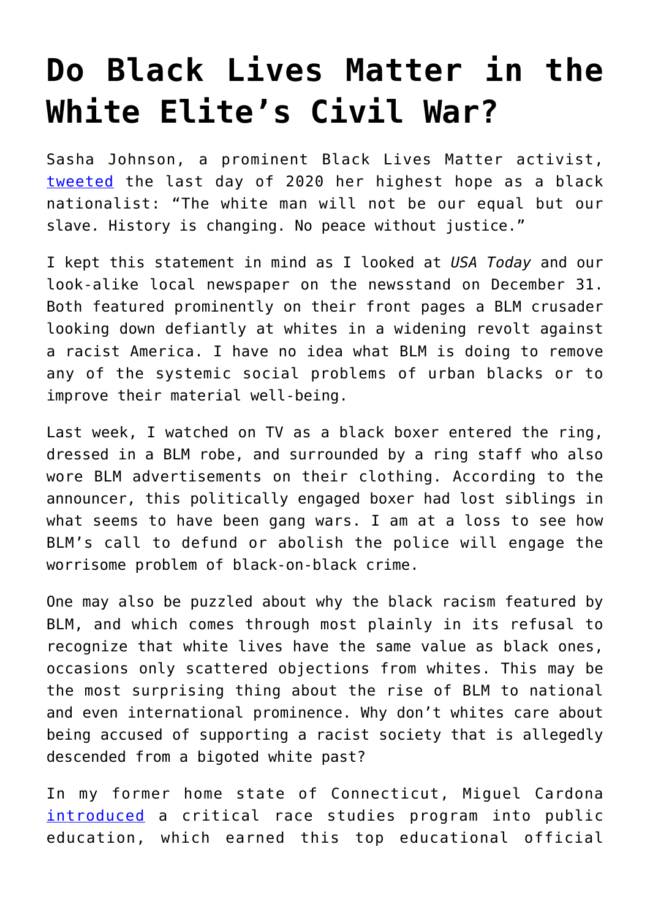# Do Black Lives Matter in the White Elite's Civil War?

Sasha Johnson, a prominent Black Lives Matter activist, [tweeted](#) the last day of 2020 her highest hope as a black nationalist: "The white man will not be our equal but our slave. History is changing. No peace without justice."

I kept this statement in mind as I looked at *USA Today* and our look-alike local newspaper on the newsstand on December 31. Both featured prominently on their front pages a BLM crusader looking down defiantly at whites in a widening revolt against a racist America. I have no idea what BLM is doing to remove any of the systemic social problems of urban blacks or to improve their material well-being.

Last week, I watched on TV as a black boxer entered the ring, dressed in a BLM robe, and surrounded by a ring staff who also wore BLM advertisements on their clothing. According to the announcer, this politically engaged boxer had lost siblings in what seems to have been gang wars. I am at a loss to see how BLM's call to defund or abolish the police will engage the worrisome problem of black-on-black crime.

One may also be puzzled about why the black racism featured by BLM, and which comes through most plainly in its refusal to recognize that white lives have the same value as black ones, occasions only scattered objections from whites. This may be the most surprising thing about the rise of BLM to national and even international prominence. Why don't whites care about being accused of supporting a racist society that is allegedly descended from a bigoted white past?

In my former home state of Connecticut, Miguel Cardona [introduced](#) a critical race studies program into public education, which earned this top educational official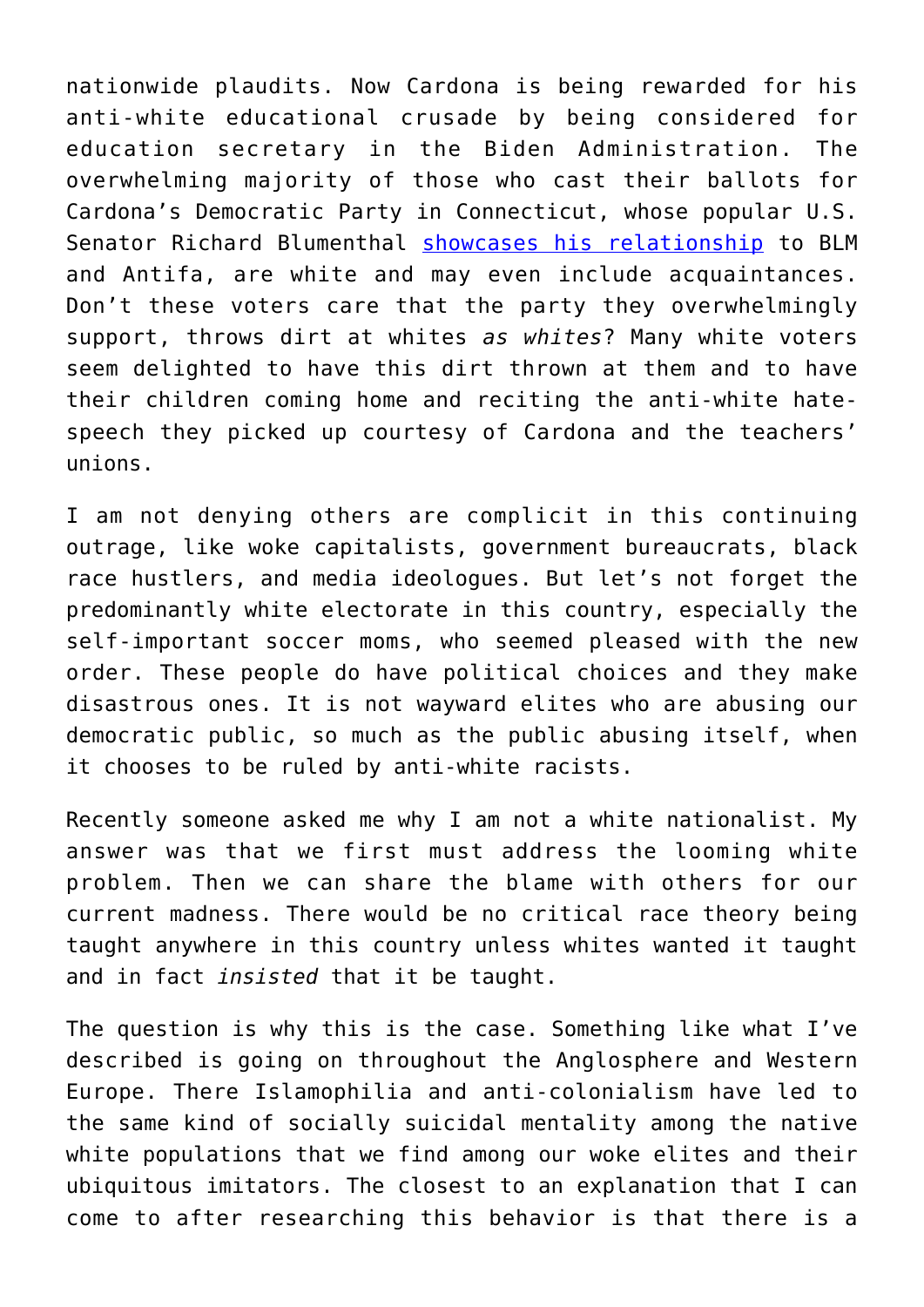nationwide plaudits. Now Cardona is being rewarded for his anti-white educational crusade by being considered for education secretary in the Biden Administration. The overwhelming majority of those who cast their ballots for Cardona's Democratic Party in Connecticut, whose popular U.S. Senator Richard Blumenthal showcases his relationship to BLM and Antifa, are white and may even include acquaintances. Don't these voters care that the party they overwhelmingly support, throws dirt at whites *as whites*? Many white voters seem delighted to have this dirt thrown at them and to have their children coming home and reciting the anti-white hate-speech they picked up courtesy of Cardona and the teachers' unions.

I am not denying others are complicit in this continuing outrage, like woke capitalists, government bureaucrats, black race hustlers, and media ideologues. But let's not forget the predominantly white electorate in this country, especially the self-important soccer moms, who seemed pleased with the new order. These people do have political choices and they make disastrous ones. It is not wayward elites who are abusing our democratic public, so much as the public abusing itself, when it chooses to be ruled by anti-white racists.

Recently someone asked me why I am not a white nationalist. My answer was that we first must address the looming white problem. Then we can share the blame with others for our current madness. There would be no critical race theory being taught anywhere in this country unless whites wanted it taught and in fact *insisted* that it be taught.

The question is why this is the case. Something like what I've described is going on throughout the Anglosphere and Western Europe. There Islamophilia and anti-colonialism have led to the same kind of socially suicidal mentality among the native white populations that we find among our woke elites and their ubiquitous imitators. The closest to an explanation that I can come to after researching this behavior is that there is a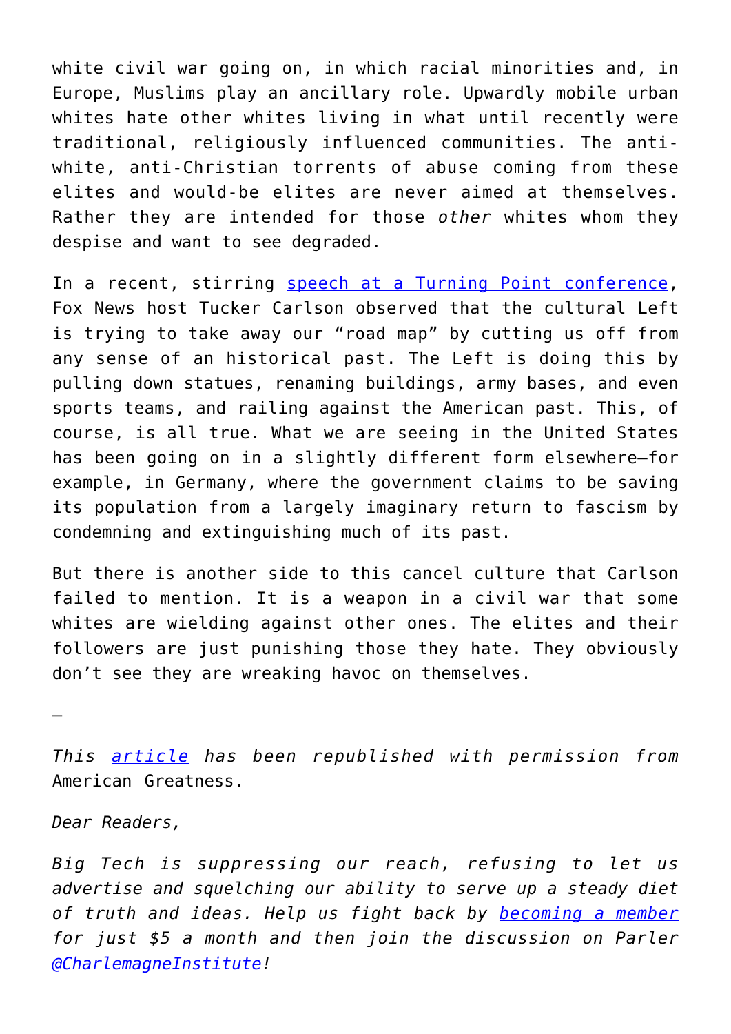white civil war going on, in which racial minorities and, in Europe, Muslims play an ancillary role. Upwardly mobile urban whites hate other whites living in what until recently were traditional, religiously influenced communities. The anti-white, anti-Christian torrents of abuse coming from these elites and would-be elites are never aimed at themselves. Rather they are intended for those *other* whites whom they despise and want to see degraded.

In a recent, stirring [speech at a Turning Point conference](), Fox News host Tucker Carlson observed that the cultural Left is trying to take away our "road map" by cutting us off from any sense of an historical past. The Left is doing this by pulling down statues, renaming buildings, army bases, and even sports teams, and railing against the American past. This, of course, is all true. What we are seeing in the United States has been going on in a slightly different form elsewhere—for example, in Germany, where the government claims to be saving its population from a largely imaginary return to fascism by condemning and extinguishing much of its past.

But there is another side to this cancel culture that Carlson failed to mention. It is a weapon in a civil war that some whites are wielding against other ones. The elites and their followers are just punishing those they hate. They obviously don't see they are wreaking havoc on themselves.

—

*This [article]() has been republished with permission from* American Greatness.

*Dear Readers,*

*Big Tech is suppressing our reach, refusing to let us advertise and squelching our ability to serve up a steady diet of truth and ideas. Help us fight back by [becoming a member]() for just $5 a month and then join the discussion on Parler [@CharlemagneInstitute]()!*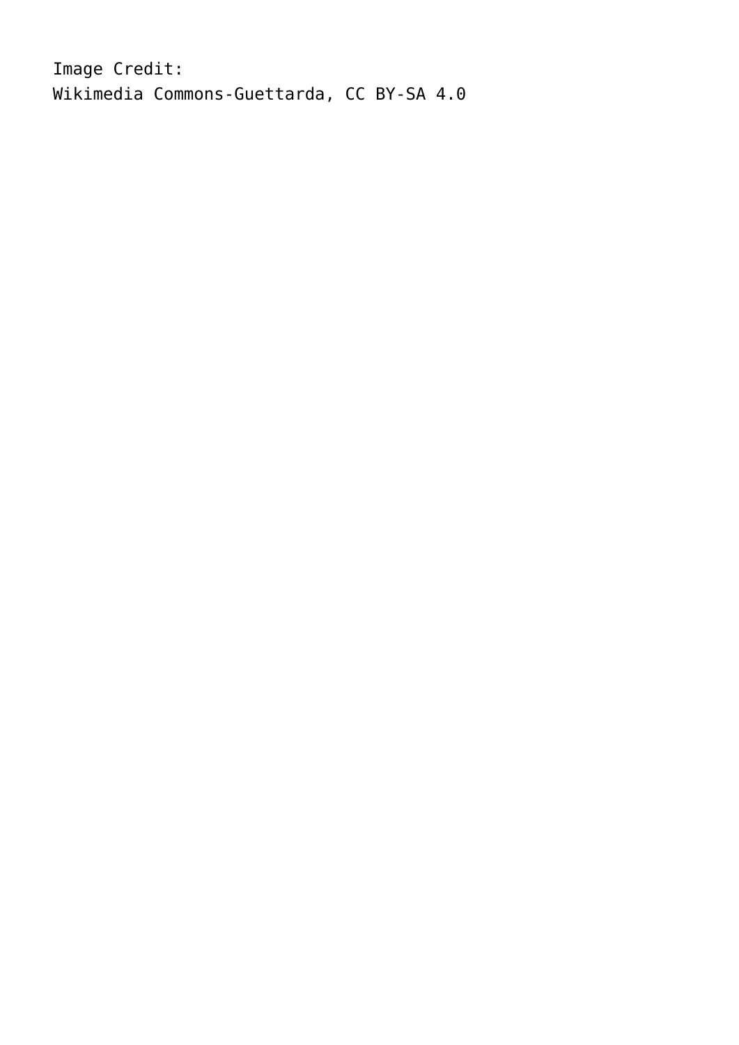Image Credit:
Wikimedia Commons-Guettarda, CC BY-SA 4.0